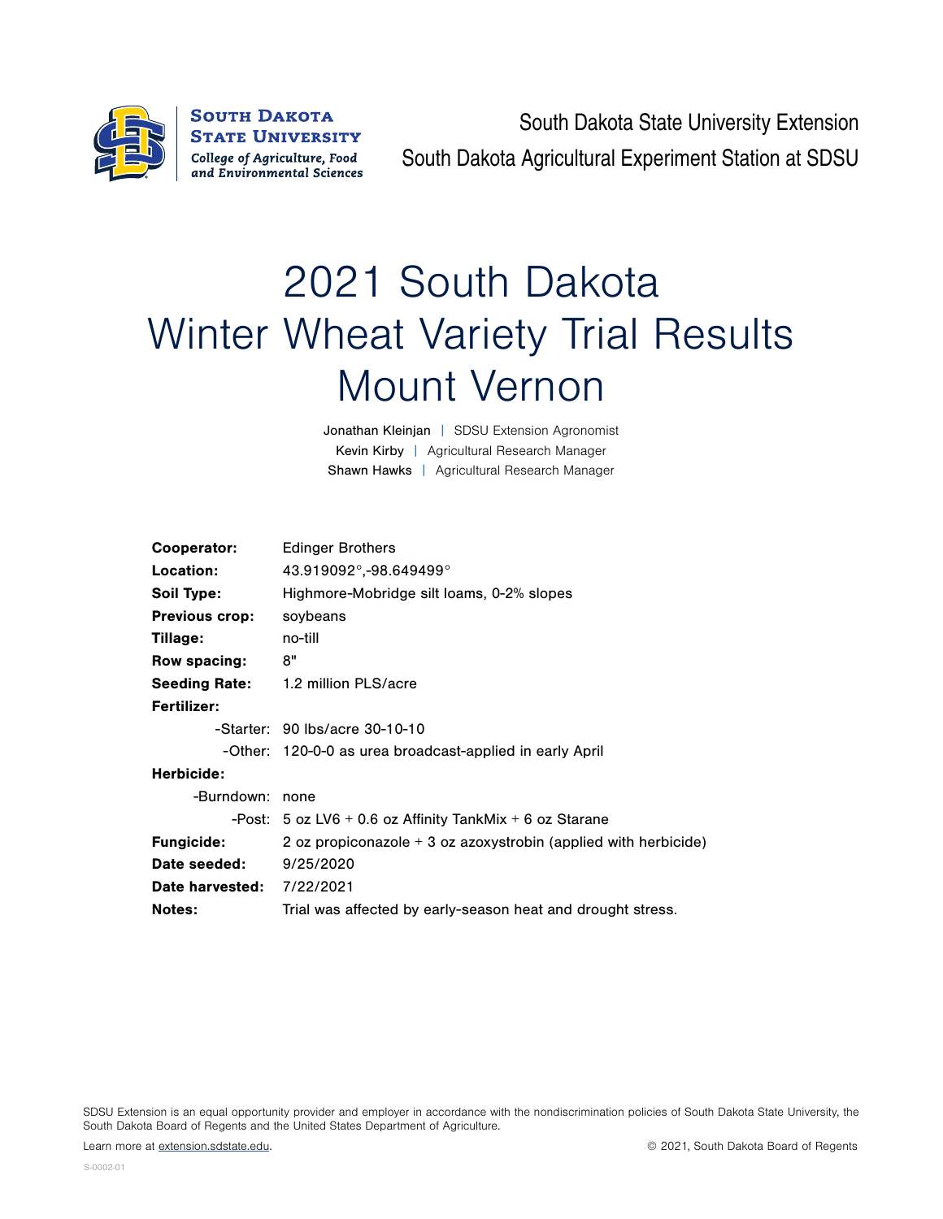South Dakota State University — College of Agriculture, Food and Environmental Sciences

South Dakota State University Extension
South Dakota Agricultural Experiment Station at SDSU

# 2021 South Dakota Winter Wheat Variety Trial Results Mount Vernon

Jonathan Kleinjan | SDSU Extension Agronomist
Kevin Kirby | Agricultural Research Manager
Shawn Hawks | Agricultural Research Manager

**Cooperator:** Edinger Brothers
**Location:** 43.919092°,-98.649499°
**Soil Type:** Highmore-Mobridge silt loams, 0-2% slopes
**Previous crop:** soybeans
**Tillage:** no-till
**Row spacing:** 8"
**Seeding Rate:** 1.2 million PLS/acre
**Fertilizer:**
- -Starter: 90 lbs/acre 30-10-10
- -Other: 120-0-0 as urea broadcast-applied in early April

**Herbicide:**
- -Burndown: none
- -Post: 5 oz LV6 + 0.6 oz Affinity TankMix + 6 oz Starane

**Fungicide:** 2 oz propiconazole + 3 oz azoxystrobin (applied with herbicide)
**Date seeded:** 9/25/2020
**Date harvested:** 7/22/2021
**Notes:** Trial was affected by early-season heat and drought stress.

SDSU Extension is an equal opportunity provider and employer in accordance with the nondiscrimination policies of South Dakota State University, the South Dakota Board of Regents and the United States Department of Agriculture.

Learn more at extension.sdstate.edu.

© 2021, South Dakota Board of Regents

S-0002-01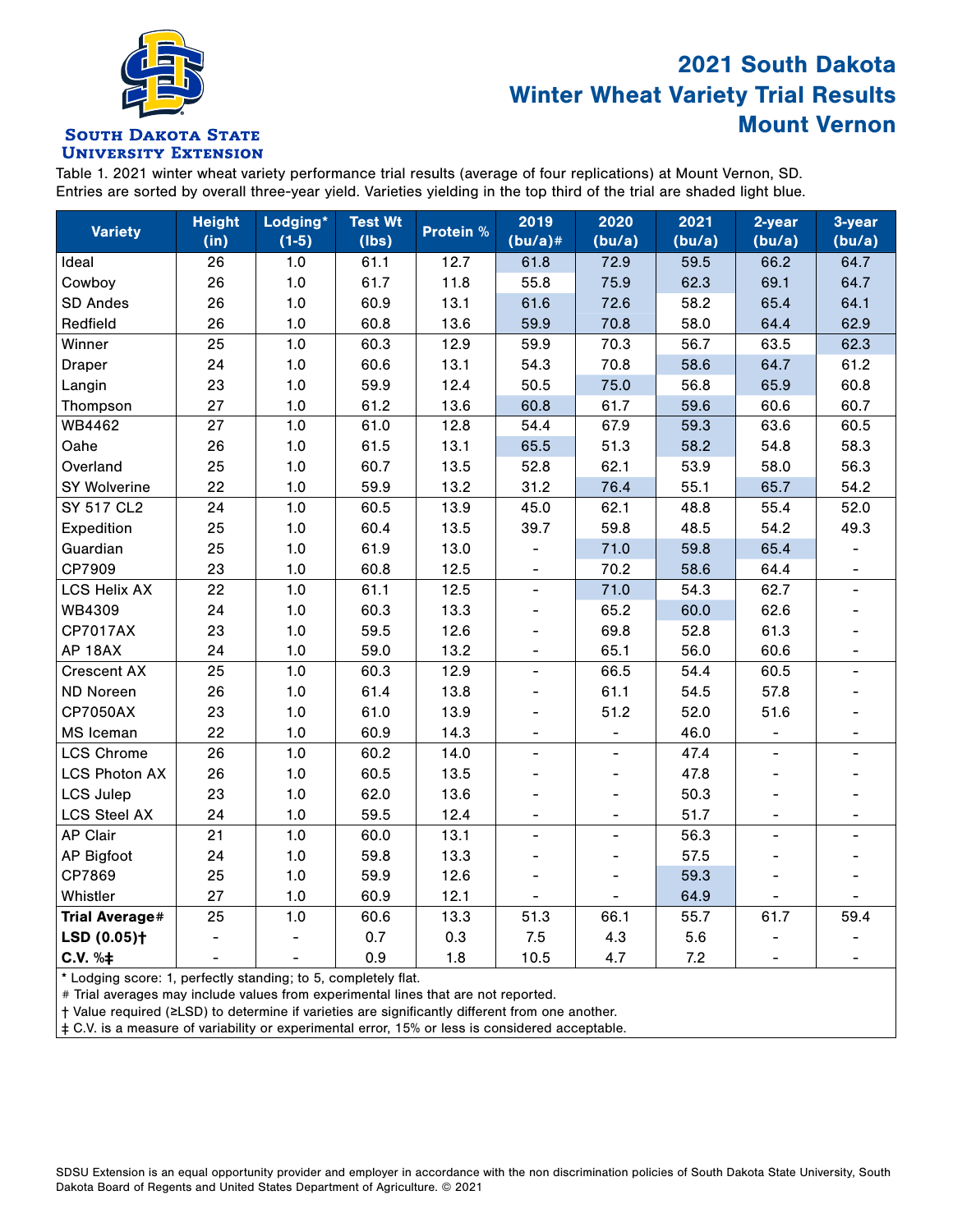South Dakota State University Extension

# 2021 South Dakota Winter Wheat Variety Trial Results Mount Vernon

Table 1. 2021 winter wheat variety performance trial results (average of four replications) at Mount Vernon, SD. Entries are sorted by overall three-year yield. Varieties yielding in the top third of the trial are shaded light blue.

| Variety | Height (in) | Lodging* (1-5) | Test Wt (lbs) | Protein % | 2019 (bu/a)# | 2020 (bu/a) | 2021 (bu/a) | 2-year (bu/a) | 3-year (bu/a) |
|---|---|---|---|---|---|---|---|---|---|
| Ideal | 26 | 1.0 | 61.1 | 12.7 | 61.8 | 72.9 | 59.5 | 66.2 | 64.7 |
| Cowboy | 26 | 1.0 | 61.7 | 11.8 | 55.8 | 75.9 | 62.3 | 69.1 | 64.7 |
| SD Andes | 26 | 1.0 | 60.9 | 13.1 | 61.6 | 72.6 | 58.2 | 65.4 | 64.1 |
| Redfield | 26 | 1.0 | 60.8 | 13.6 | 59.9 | 70.8 | 58.0 | 64.4 | 62.9 |
| Winner | 25 | 1.0 | 60.3 | 12.9 | 59.9 | 70.3 | 56.7 | 63.5 | 62.3 |
| Draper | 24 | 1.0 | 60.6 | 13.1 | 54.3 | 70.8 | 58.6 | 64.7 | 61.2 |
| Langin | 23 | 1.0 | 59.9 | 12.4 | 50.5 | 75.0 | 56.8 | 65.9 | 60.8 |
| Thompson | 27 | 1.0 | 61.2 | 13.6 | 60.8 | 61.7 | 59.6 | 60.6 | 60.7 |
| WB4462 | 27 | 1.0 | 61.0 | 12.8 | 54.4 | 67.9 | 59.3 | 63.6 | 60.5 |
| Oahe | 26 | 1.0 | 61.5 | 13.1 | 65.5 | 51.3 | 58.2 | 54.8 | 58.3 |
| Overland | 25 | 1.0 | 60.7 | 13.5 | 52.8 | 62.1 | 53.9 | 58.0 | 56.3 |
| SY Wolverine | 22 | 1.0 | 59.9 | 13.2 | 31.2 | 76.4 | 55.1 | 65.7 | 54.2 |
| SY 517 CL2 | 24 | 1.0 | 60.5 | 13.9 | 45.0 | 62.1 | 48.8 | 55.4 | 52.0 |
| Expedition | 25 | 1.0 | 60.4 | 13.5 | 39.7 | 59.8 | 48.5 | 54.2 | 49.3 |
| Guardian | 25 | 1.0 | 61.9 | 13.0 | - | 71.0 | 59.8 | 65.4 | - |
| CP7909 | 23 | 1.0 | 60.8 | 12.5 | - | 70.2 | 58.6 | 64.4 | - |
| LCS Helix AX | 22 | 1.0 | 61.1 | 12.5 | - | 71.0 | 54.3 | 62.7 | - |
| WB4309 | 24 | 1.0 | 60.3 | 13.3 | - | 65.2 | 60.0 | 62.6 | - |
| CP7017AX | 23 | 1.0 | 59.5 | 12.6 | - | 69.8 | 52.8 | 61.3 | - |
| AP 18AX | 24 | 1.0 | 59.0 | 13.2 | - | 65.1 | 56.0 | 60.6 | - |
| Crescent AX | 25 | 1.0 | 60.3 | 12.9 | - | 66.5 | 54.4 | 60.5 | - |
| ND Noreen | 26 | 1.0 | 61.4 | 13.8 | - | 61.1 | 54.5 | 57.8 | - |
| CP7050AX | 23 | 1.0 | 61.0 | 13.9 | - | 51.2 | 52.0 | 51.6 | - |
| MS Iceman | 22 | 1.0 | 60.9 | 14.3 | - | - | 46.0 | - | - |
| LCS Chrome | 26 | 1.0 | 60.2 | 14.0 | - | - | 47.4 | - | - |
| LCS Photon AX | 26 | 1.0 | 60.5 | 13.5 | - | - | 47.8 | - | - |
| LCS Julep | 23 | 1.0 | 62.0 | 13.6 | - | - | 50.3 | - | - |
| LCS Steel AX | 24 | 1.0 | 59.5 | 12.4 | - | - | 51.7 | - | - |
| AP Clair | 21 | 1.0 | 60.0 | 13.1 | - | - | 56.3 | - | - |
| AP Bigfoot | 24 | 1.0 | 59.8 | 13.3 | - | - | 57.5 | - | - |
| CP7869 | 25 | 1.0 | 59.9 | 12.6 | - | - | 59.3 | - | - |
| Whistler | 27 | 1.0 | 60.9 | 12.1 | - | - | 64.9 | - | - |
| **Trial Average#** | 25 | 1.0 | 60.6 | 13.3 | 51.3 | 66.1 | 55.7 | 61.7 | 59.4 |
| **LSD (0.05)†** | - | - | 0.7 | 0.3 | 7.5 | 4.3 | 5.6 | - | - |
| **C.V. %‡** | - | - | 0.9 | 1.8 | 10.5 | 4.7 | 7.2 | - | - |

\* Lodging score: 1, perfectly standing; to 5, completely flat.
\# Trial averages may include values from experimental lines that are not reported.
† Value required (≥LSD) to determine if varieties are significantly different from one another.
‡ C.V. is a measure of variability or experimental error, 15% or less is considered acceptable.

SDSU Extension is an equal opportunity provider and employer in accordance with the non discrimination policies of South Dakota State University, South Dakota Board of Regents and United States Department of Agriculture. © 2021